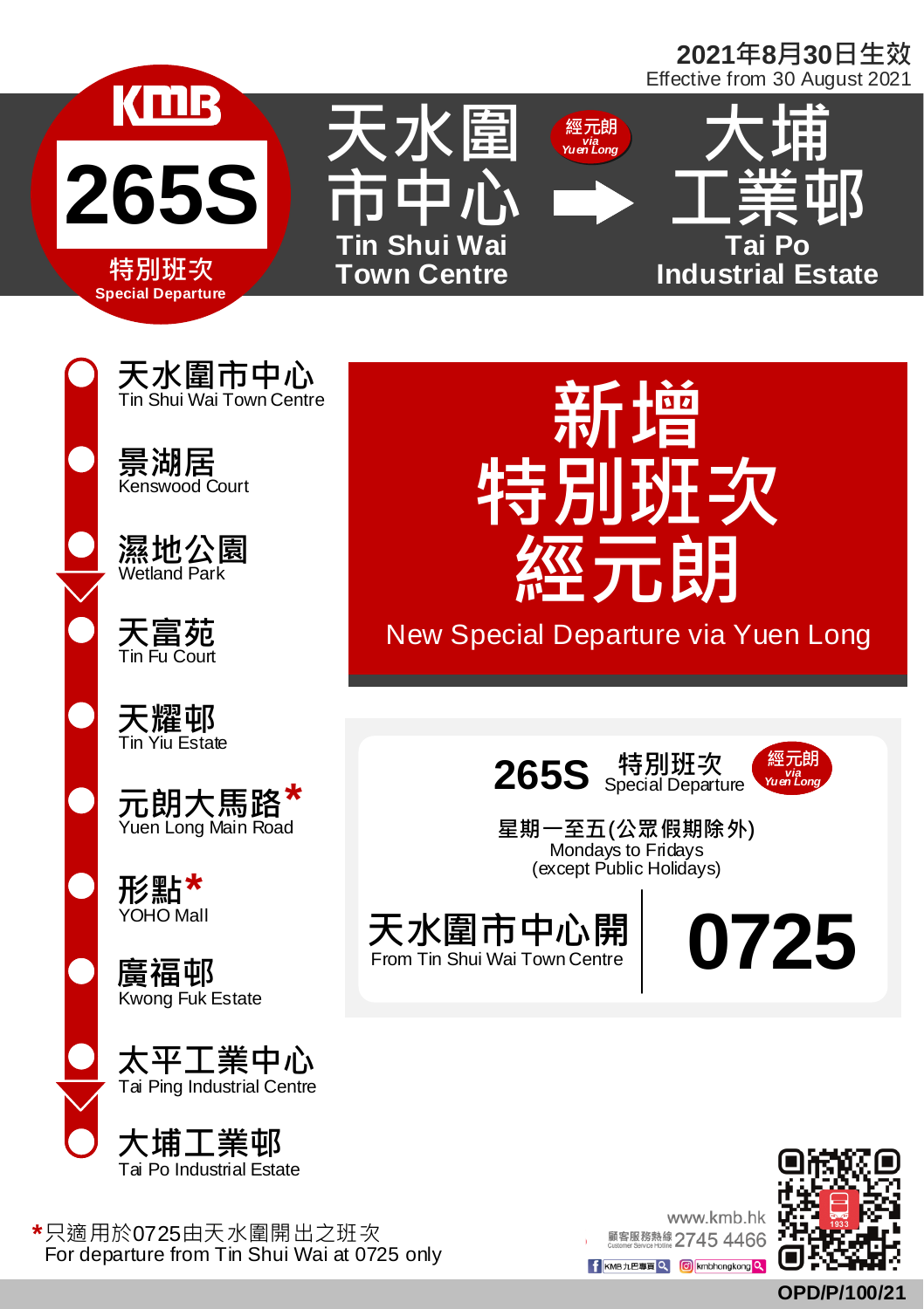2021年8月30日生效
Effective from 30 August 2021

# KMB 265S 特別班次 Special Departure

## 天水圍市中心 Tin Shui Wai Town Centre → 經元朗 via Yuen Long → 大埔工業邨 Tai Po Industrial Estate

- 天水圍市中心 Tin Shui Wai Town Centre
- 景湖居 Kenswood Court
- 濕地公園 Wetland Park
- 天富苑 Tin Fu Court
- 天耀邨 Tin Yiu Estate
- 元朗大馬路* Yuen Long Main Road
- 形點* YOHO Mall
- 廣福邨 Kwong Fuk Estate
- 太平工業中心 Tai Ping Industrial Centre
- 大埔工業邨 Tai Po Industrial Estate

## 新增特別班次經元朗
New Special Departure via Yuen Long

**265S** 特別班次 Special Departure 經元朗 via Yuen Long

星期一至五(公眾假期除外)
Mondays to Fridays
(except Public Holidays)

| 天水圍市中心開 From Tin Shui Wai Town Centre | 0725 |
|---|---|

*只適用於0725由天水圍開出之班次
For departure from Tin Shui Wai at 0725 only

www.kmb.hk
顧客服務熱線 Customer Service Hotline 2745 4466
KMB九巴專頁 kmbhongkong

OPD/P/100/21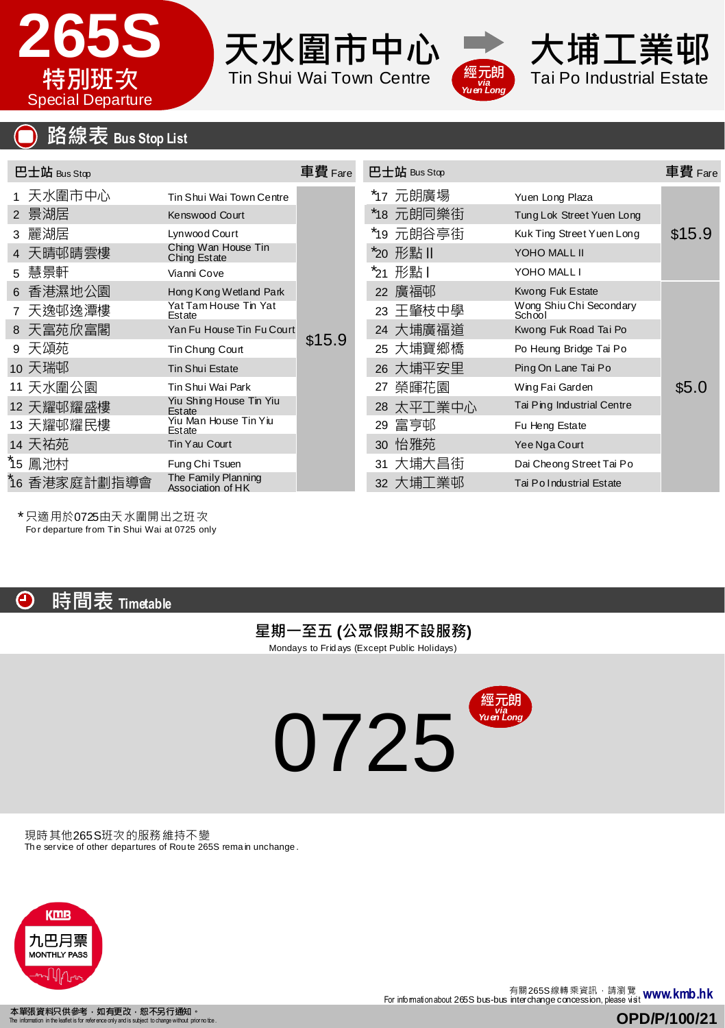# 265S 特別班次 Special Departure

## 天水圍市中心 Tin Shui Wai Town Centre → 大埔工業邨 Tai Po Industrial Estate

經元朗 via Yuen Long

## 路線表 Bus Stop List

| 巴士站 Bus Stop | | 車費 Fare |
|---|---|---|
| 1 天水圍市中心 | Tin Shui Wai Town Centre | $15.9 |
| 2 景湖居 | Kenswood Court | $15.9 |
| 3 麗湖居 | Lynwood Court | $15.9 |
| 4 天晴邨晴雲樓 | Ching Wan House Tin Ching Estate | $15.9 |
| 5 慧景軒 | Vianni Cove | $15.9 |
| 6 香港濕地公園 | Hong Kong Wetland Park | $15.9 |
| 7 天逸邨逸潭樓 | Yat Tam House Tin Yat Estate | $15.9 |
| 8 天富苑欣富閣 | Yan Fu House Tin Fu Court | $15.9 |
| 9 天頌苑 | Tin Chung Court | $15.9 |
| 10 天瑞邨 | Tin Shui Estate | $15.9 |
| 11 天水圍公園 | Tin Shui Wai Park | $15.9 |
| 12 天耀邨耀盛樓 | Yiu Shing House Tin Yiu Estate | $15.9 |
| 13 天耀邨耀民樓 | Yiu Man House Tin Yiu Estate | $15.9 |
| 14 天祐苑 | Tin Yau Court | $15.9 |
| *15 鳳池村 | Fung Chi Tsuen | $15.9 |
| *16 香港家庭計劃指導會 | The Family Planning Association of HK | $15.9 |
| *17 元朗廣場 | Yuen Long Plaza | $15.9 |
| *18 元朗同樂街 | Tung Lok Street Yuen Long | $15.9 |
| *19 元朗谷亭街 | Kuk Ting Street Yuen Long | $15.9 |
| *20 形點 II | YOHO MALL II | $15.9 |
| *21 形點 I | YOHO MALL I | $15.9 |
| 22 廣福邨 | Kwong Fuk Estate | $5.0 |
| 23 王肇枝中學 | Wong Shiu Chi Secondary School | $5.0 |
| 24 大埔廣福道 | Kwong Fuk Road Tai Po | $5.0 |
| 25 大埔寶鄉橋 | Po Heung Bridge Tai Po | $5.0 |
| 26 大埔平安里 | Ping On Lane Tai Po | $5.0 |
| 27 榮暉花園 | Wing Fai Garden | $5.0 |
| 28 太平工業中心 | Tai Ping Industrial Centre | $5.0 |
| 29 富亨邨 | Fu Heng Estate | $5.0 |
| 30 怡雅苑 | Yee Nga Court | $5.0 |
| 31 大埔大昌街 | Dai Cheong Street Tai Po | $5.0 |
| 32 大埔工業邨 | Tai Po Industrial Estate | $5.0 |

* 只適用於0725由天水圍開出之班次
For departure from Tin Shui Wai at 0725 only

## 時間表 Timetable

**星期一至五 (公眾假期不設服務)**
Mondays to Fridays (Except Public Holidays)

0725 經元朗 via Yuen Long

現時其他265S班次的服務維持不變
The service of other departures of Route 265S remain unchange.

KMB 九巴月票 MONTHLY PASS

有關265S線轉乘資訊，請瀏覽 www.kmb.hk
For information about 265S bus-bus interchange concession, please visit www.kmb.hk

**本單張資料只供參考，如有更改，恕不另行通知。**
The information in the leaflet is for reference only and is subject to change without prior notice.

OPD/P/100/21